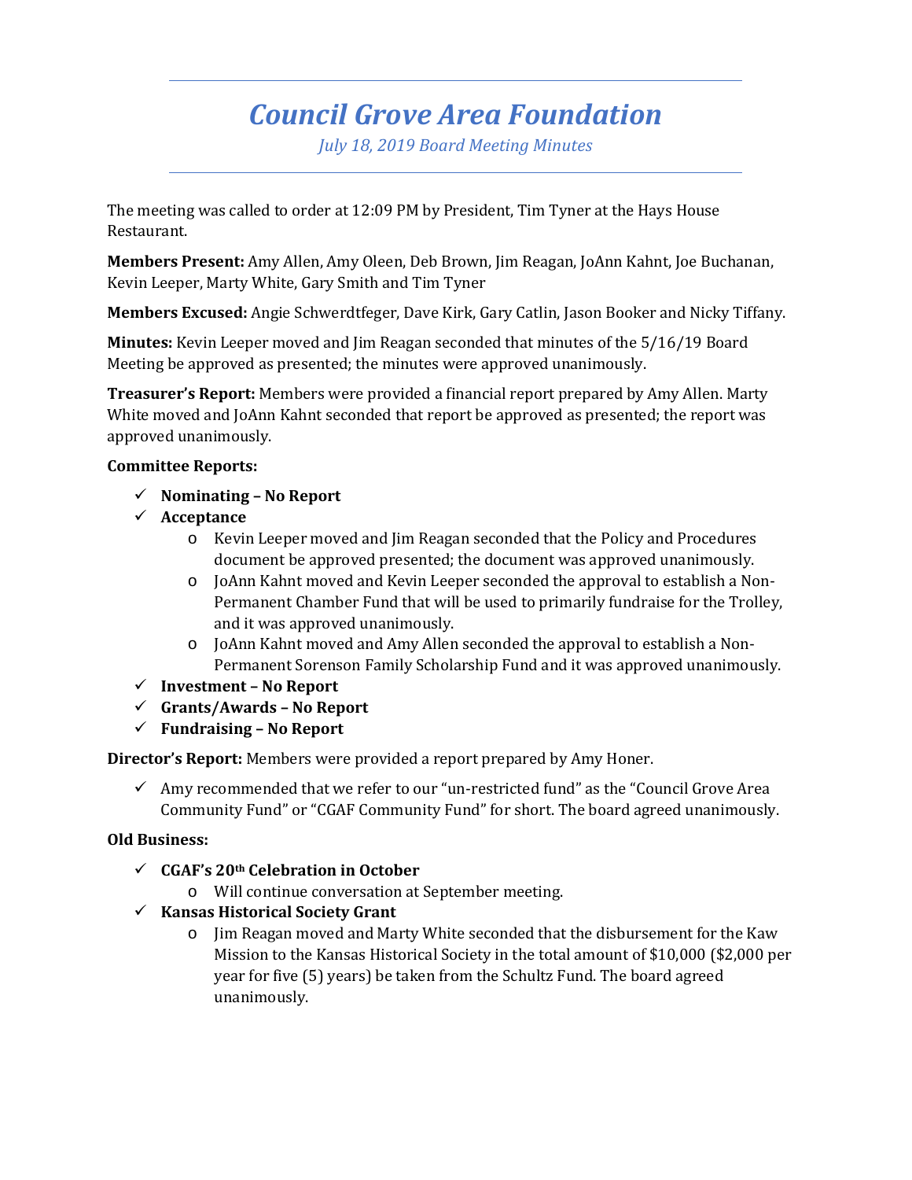# Council Grove Area Foundation

*July 18, 2019 Board Meeting Minutes*

The meeting was called to order at 12:09 PM by President, Tim Tyner at the Hays House Restaurant.

**Members Present:** Amy Allen, Amy Oleen, Deb Brown, Jim Reagan, JoAnn Kahnt, Joe Buchanan, Kevin Leeper, Marty White, Gary Smith and Tim Tyner

**Members Excused:** Angie Schwerdtfeger, Dave Kirk, Gary Catlin, Jason Booker and Nicky Tiffany.

**Minutes:** Kevin Leeper moved and Jim Reagan seconded that minutes of the 5/16/19 Board Meeting be approved as presented; the minutes were approved unanimously.

**Treasurer's Report:** Members were provided a financial report prepared by Amy Allen. Marty White moved and JoAnn Kahnt seconded that report be approved as presented; the report was approved unanimously.

**Committee Reports:**

- ✓ **Nominating – No Report**
- ✓ **Acceptance**
  - Kevin Leeper moved and Jim Reagan seconded that the Policy and Procedures document be approved presented; the document was approved unanimously.
  - JoAnn Kahnt moved and Kevin Leeper seconded the approval to establish a Non-Permanent Chamber Fund that will be used to primarily fundraise for the Trolley, and it was approved unanimously.
  - JoAnn Kahnt moved and Amy Allen seconded the approval to establish a Non-Permanent Sorenson Family Scholarship Fund and it was approved unanimously.
- ✓ **Investment – No Report**
- ✓ **Grants/Awards – No Report**
- ✓ **Fundraising – No Report**

**Director's Report:** Members were provided a report prepared by Amy Honer.

- ✓ Amy recommended that we refer to our "un-restricted fund" as the "Council Grove Area Community Fund" or "CGAF Community Fund" for short. The board agreed unanimously.

**Old Business:**

- ✓ **CGAF's 20th Celebration in October**
  - Will continue conversation at September meeting.
- ✓ **Kansas Historical Society Grant**
  - Jim Reagan moved and Marty White seconded that the disbursement for the Kaw Mission to the Kansas Historical Society in the total amount of $10,000 ($2,000 per year for five (5) years) be taken from the Schultz Fund. The board agreed unanimously.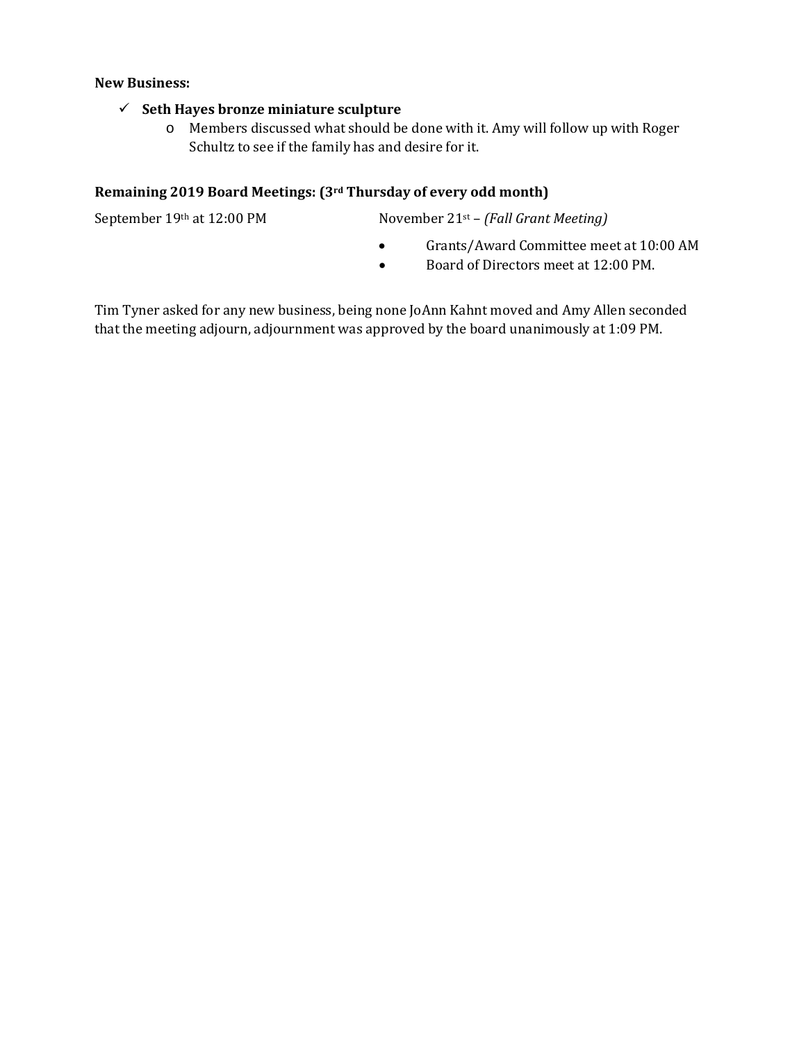**New Business:**

- ✓ **Seth Hayes bronze miniature sculpture**
  - Members discussed what should be done with it. Amy will follow up with Roger Schultz to see if the family has and desire for it.

**Remaining 2019 Board Meetings: (3rd Thursday of every odd month)**

September 19th at 12:00 PM

November 21st – *(Fall Grant Meeting)*

- Grants/Award Committee meet at 10:00 AM
- Board of Directors meet at 12:00 PM.

Tim Tyner asked for any new business, being none JoAnn Kahnt moved and Amy Allen seconded that the meeting adjourn, adjournment was approved by the board unanimously at 1:09 PM.